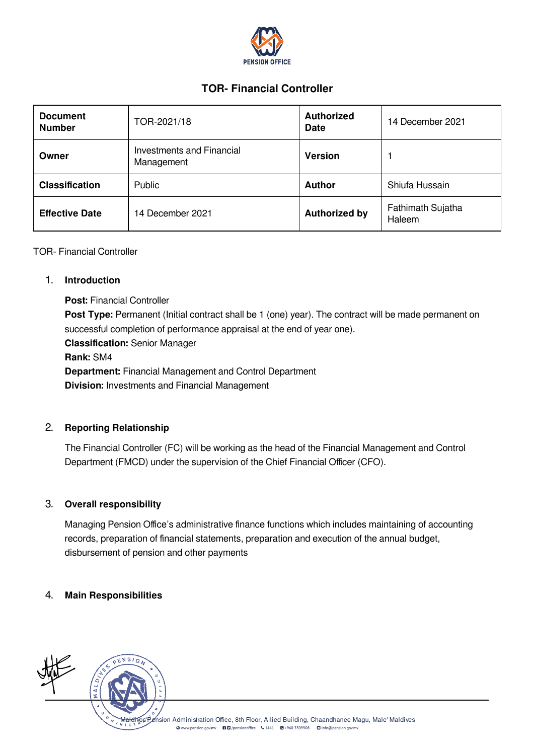# TOR- Financial Controller

| Document Number | TOR-2021/18 | Authorized Date | 14 December 2021 |
|---|---|---|---|
| Owner | Investments and Financial Management | Version | 1 |
| Classification | Public | Author | Shiufa Hussain |
| Effective Date | 14 December 2021 | Authorized by | Fathimath Sujatha Haleem |

TOR- Financial Controller

## 1. Introduction

**Post:** Financial Controller
**Post Type:** Permanent (Initial contract shall be 1 (one) year). The contract will be made permanent on successful completion of performance appraisal at the end of year one).
**Classification:** Senior Manager
**Rank:** SM4
**Department:** Financial Management and Control Department
**Division:** Investments and Financial Management

## 2. Reporting Relationship

The Financial Controller (FC) will be working as the head of the Financial Management and Control Department (FMCD) under the supervision of the Chief Financial Officer (CFO).

## 3. Overall responsibility

Managing Pension Office's administrative finance functions which includes maintaining of accounting records, preparation of financial statements, preparation and execution of the annual budget, disbursement of pension and other payments

## 4. Main Responsibilities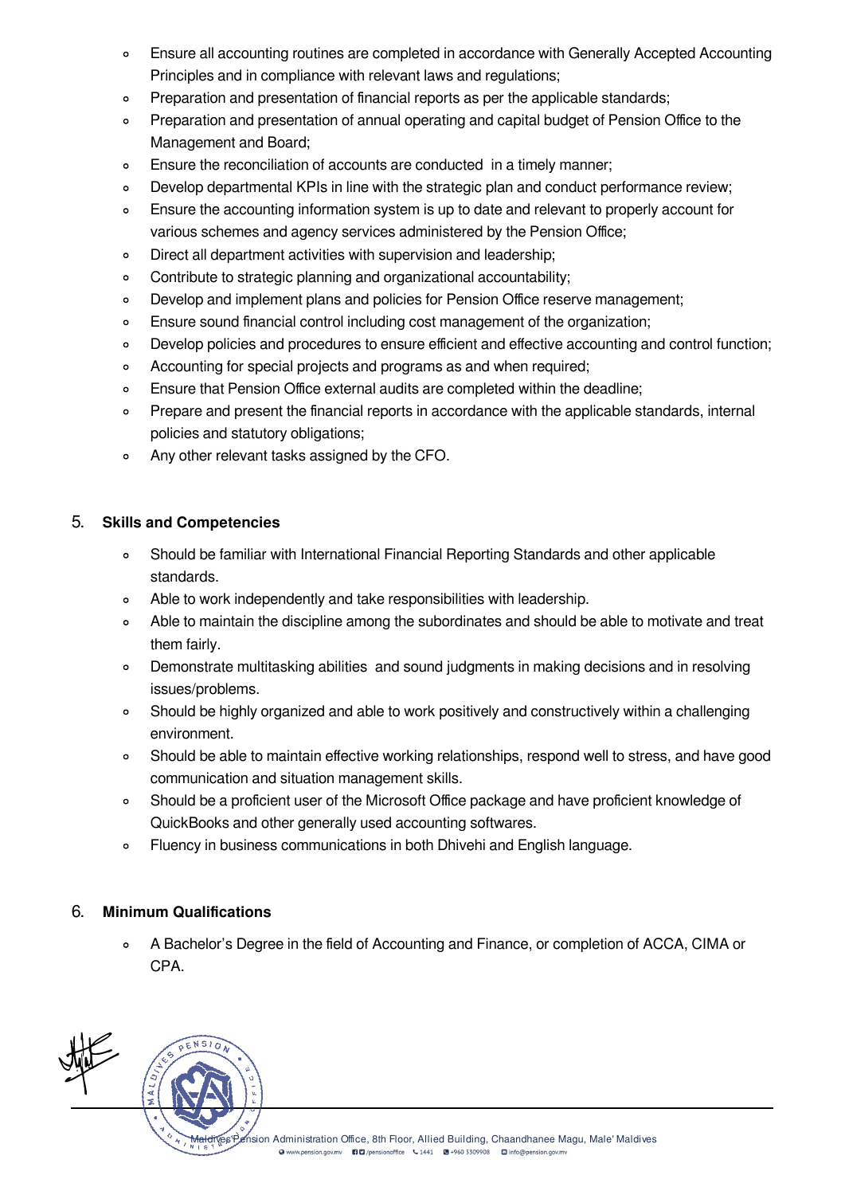- Ensure all accounting routines are completed in accordance with Generally Accepted Accounting Principles and in compliance with relevant laws and regulations;
- Preparation and presentation of financial reports as per the applicable standards;
- Preparation and presentation of annual operating and capital budget of Pension Office to the Management and Board;
- Ensure the reconciliation of accounts are conducted in a timely manner;
- Develop departmental KPIs in line with the strategic plan and conduct performance review;
- Ensure the accounting information system is up to date and relevant to properly account for various schemes and agency services administered by the Pension Office;
- Direct all department activities with supervision and leadership;
- Contribute to strategic planning and organizational accountability;
- Develop and implement plans and policies for Pension Office reserve management;
- Ensure sound financial control including cost management of the organization;
- Develop policies and procedures to ensure efficient and effective accounting and control function;
- Accounting for special projects and programs as and when required;
- Ensure that Pension Office external audits are completed within the deadline;
- Prepare and present the financial reports in accordance with the applicable standards, internal policies and statutory obligations;
- Any other relevant tasks assigned by the CFO.

## 5. Skills and Competencies

- Should be familiar with International Financial Reporting Standards and other applicable standards.
- Able to work independently and take responsibilities with leadership.
- Able to maintain the discipline among the subordinates and should be able to motivate and treat them fairly.
- Demonstrate multitasking abilities and sound judgments in making decisions and in resolving issues/problems.
- Should be highly organized and able to work positively and constructively within a challenging environment.
- Should be able to maintain effective working relationships, respond well to stress, and have good communication and situation management skills.
- Should be a proficient user of the Microsoft Office package and have proficient knowledge of QuickBooks and other generally used accounting softwares.
- Fluency in business communications in both Dhivehi and English language.

## 6. Minimum Qualifications

- A Bachelor's Degree in the field of Accounting and Finance, or completion of ACCA, CIMA or CPA.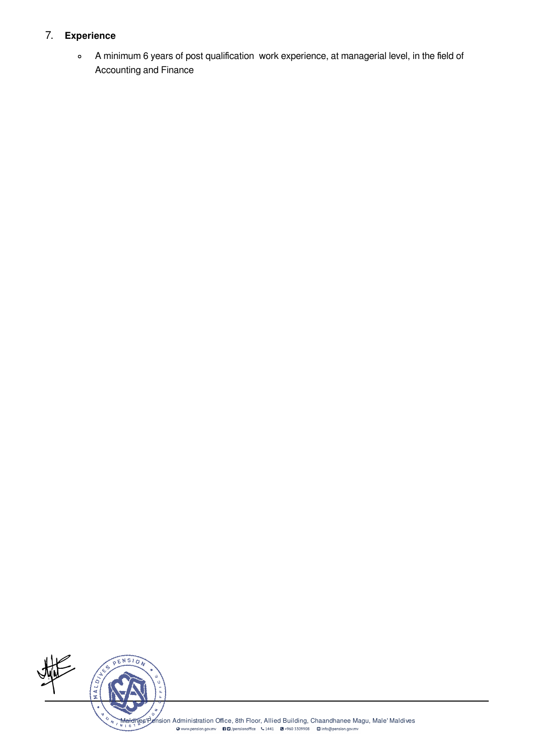7. **Experience**

- A minimum 6 years of post qualification work experience, at managerial level, in the field of Accounting and Finance